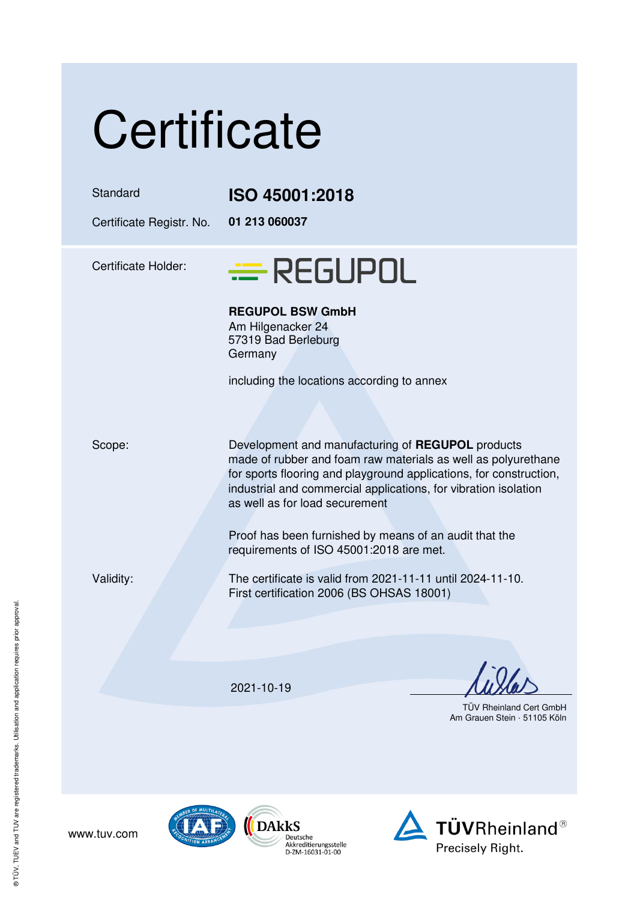# Certificate

| | |
|---|---|
| Standard | **ISO 45001:2018** |
| Certificate Registr. No. | **01 213 060037** |

Certificate Holder:

REGUPOL

**REGUPOL BSW GmbH**
Am Hilgenacker 24
57319 Bad Berleburg
Germany

including the locations according to annex

Scope:

Development and manufacturing of **REGUPOL** products made of rubber and foam raw materials as well as polyurethane for sports flooring and playground applications, for construction, industrial and commercial applications, for vibration isolation as well as for load securement

Proof has been furnished by means of an audit that the requirements of ISO 45001:2018 are met.

Validity:

The certificate is valid from 2021-11-11 until 2024-11-10.
First certification 2006 (BS OHSAS 18001)

2021-10-19

TÜV Rheinland Cert GmbH
Am Grauen Stein · 51105 Köln

www.tuv.com

DAkkS Deutsche Akkreditierungsstelle D-ZM-16031-01-00

TÜVRheinland®
Precisely Right.

® TÜV, TUEV and TUV are registered trademarks. Utilisation and application requires prior approval.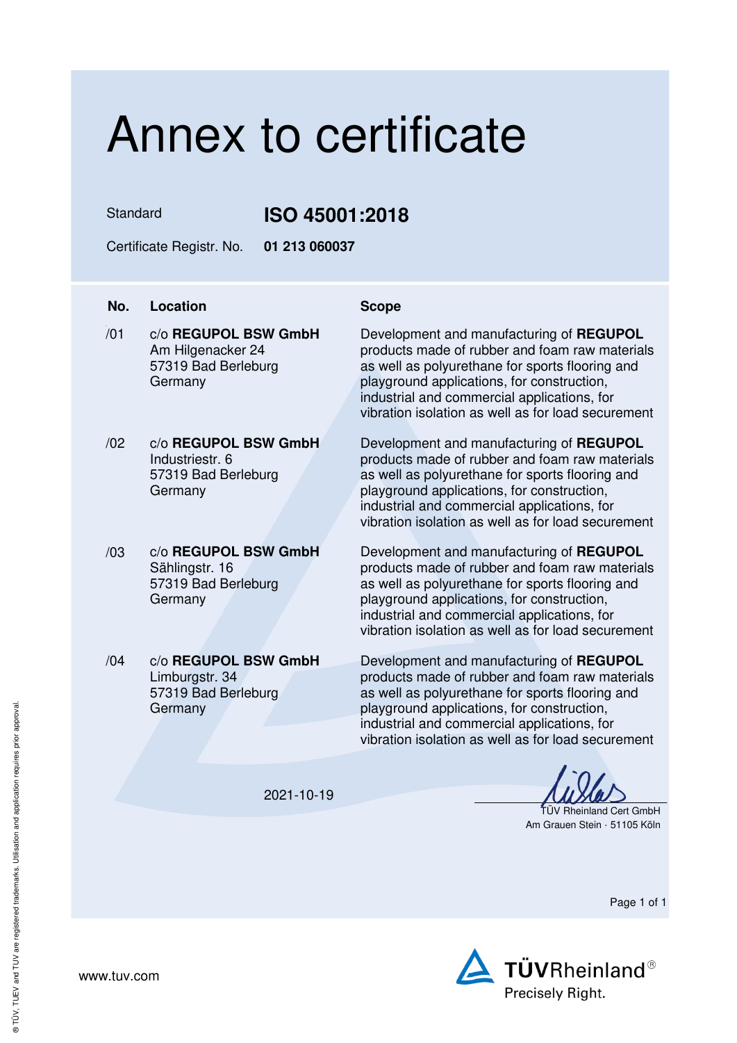# Annex to certificate

Standard **ISO 45001:2018**

Certificate Registr. No. **01 213 060037**

| No. | Location | Scope |
|---|---|---|
| /01 | c/o **REGUPOL BSW GmbH**<br>Am Hilgenacker 24<br>57319 Bad Berleburg<br>Germany | Development and manufacturing of **REGUPOL** products made of rubber and foam raw materials as well as polyurethane for sports flooring and playground applications, for construction, industrial and commercial applications, for vibration isolation as well as for load securement |
| /02 | c/o **REGUPOL BSW GmbH**<br>Industriestr. 6<br>57319 Bad Berleburg<br>Germany | Development and manufacturing of **REGUPOL** products made of rubber and foam raw materials as well as polyurethane for sports flooring and playground applications, for construction, industrial and commercial applications, for vibration isolation as well as for load securement |
| /03 | c/o **REGUPOL BSW GmbH**<br>Sählingstr. 16<br>57319 Bad Berleburg<br>Germany | Development and manufacturing of **REGUPOL** products made of rubber and foam raw materials as well as polyurethane for sports flooring and playground applications, for construction, industrial and commercial applications, for vibration isolation as well as for load securement |
| /04 | c/o **REGUPOL BSW GmbH**<br>Limburgstr. 34<br>57319 Bad Berleburg<br>Germany | Development and manufacturing of **REGUPOL** products made of rubber and foam raw materials as well as polyurethane for sports flooring and playground applications, for construction, industrial and commercial applications, for vibration isolation as well as for load securement |

2021-10-19

TÜV Rheinland Cert GmbH
Am Grauen Stein · 51105 Köln

www.tuv.com

TÜVRheinland®
Precisely Right.

® TÜV, TUEV and TUV are registered trademarks. Utilisation and application requires prior approval.